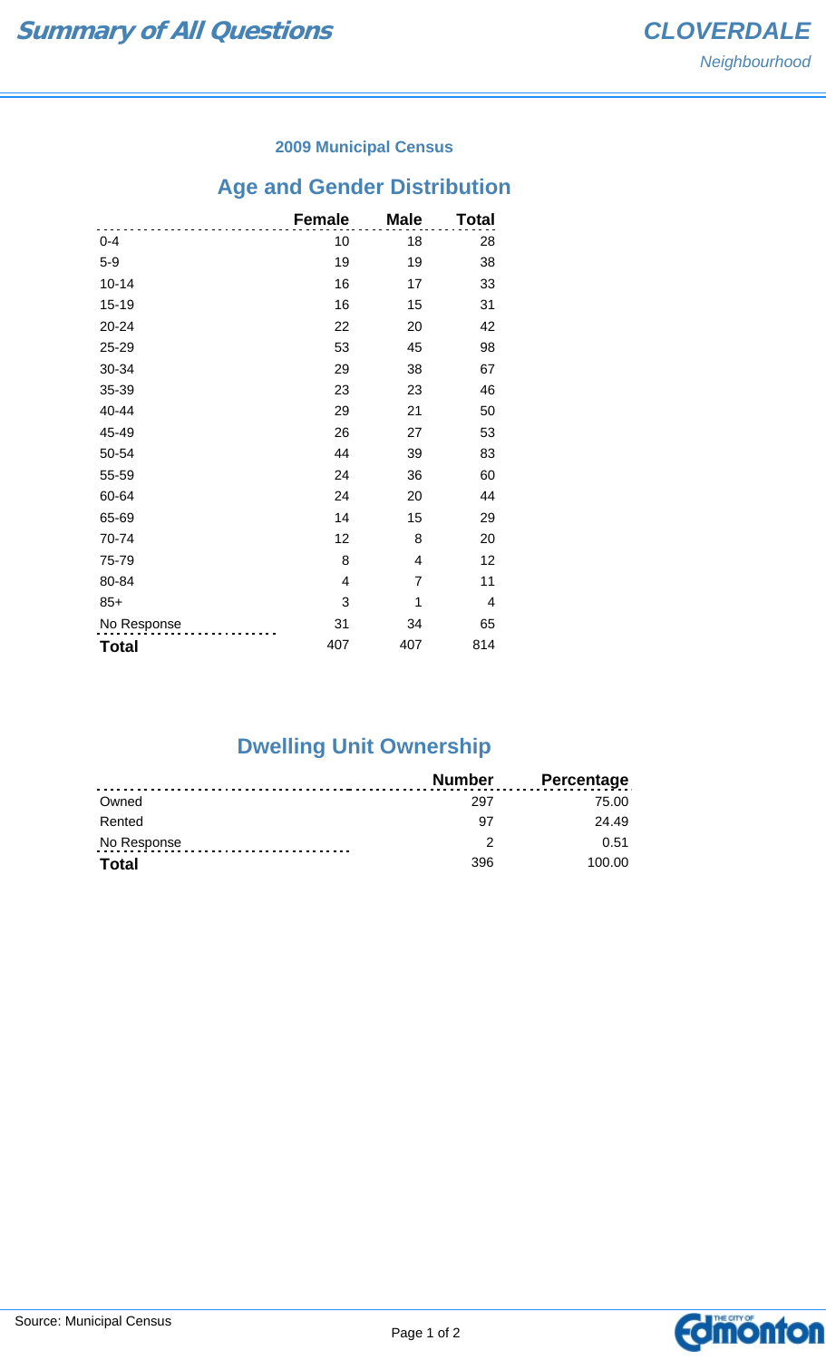# Summary of All Questions

**CLOVERDALE**
*Neighbourhood*

### 2009 Municipal Census

## Age and Gender Distribution

| | Female | Male | Total |
|---|---|---|---|
| 0-4 | 10 | 18 | 28 |
| 5-9 | 19 | 19 | 38 |
| 10-14 | 16 | 17 | 33 |
| 15-19 | 16 | 15 | 31 |
| 20-24 | 22 | 20 | 42 |
| 25-29 | 53 | 45 | 98 |
| 30-34 | 29 | 38 | 67 |
| 35-39 | 23 | 23 | 46 |
| 40-44 | 29 | 21 | 50 |
| 45-49 | 26 | 27 | 53 |
| 50-54 | 44 | 39 | 83 |
| 55-59 | 24 | 36 | 60 |
| 60-64 | 24 | 20 | 44 |
| 65-69 | 14 | 15 | 29 |
| 70-74 | 12 | 8 | 20 |
| 75-79 | 8 | 4 | 12 |
| 80-84 | 4 | 7 | 11 |
| 85+ | 3 | 1 | 4 |
| No Response | 31 | 34 | 65 |
| **Total** | 407 | 407 | 814 |

## Dwelling Unit Ownership

| | Number | Percentage |
|---|---|---|
| Owned | 297 | 75.00 |
| Rented | 97 | 24.49 |
| No Response | 2 | 0.51 |
| **Total** | 396 | 100.00 |

Source: Municipal Census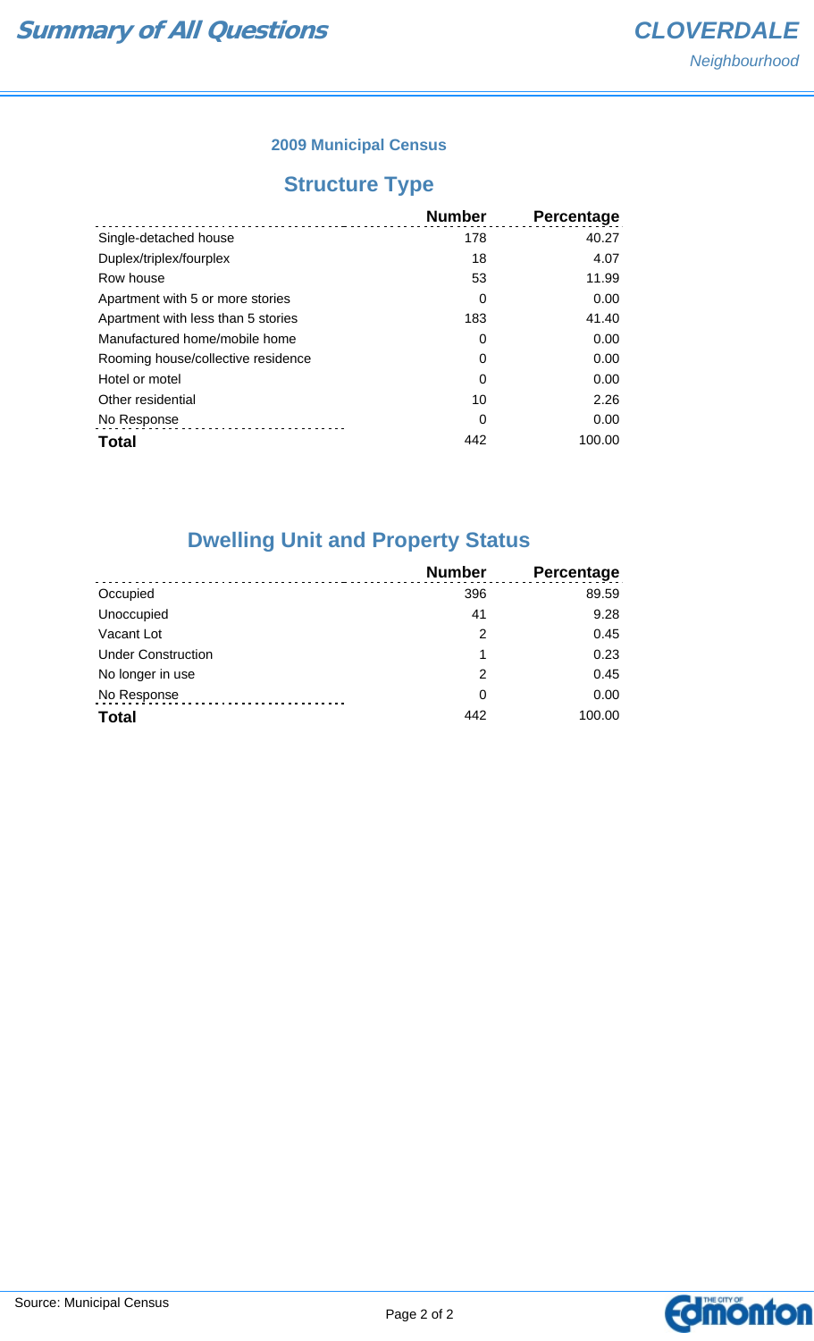# Summary of All Questions

**CLOVERDALE**
*Neighbourhood*

### 2009 Municipal Census

## Structure Type

| | Number | Percentage |
|---|---|---|
| Single-detached house | 178 | 40.27 |
| Duplex/triplex/fourplex | 18 | 4.07 |
| Row house | 53 | 11.99 |
| Apartment with 5 or more stories | 0 | 0.00 |
| Apartment with less than 5 stories | 183 | 41.40 |
| Manufactured home/mobile home | 0 | 0.00 |
| Rooming house/collective residence | 0 | 0.00 |
| Hotel or motel | 0 | 0.00 |
| Other residential | 10 | 2.26 |
| No Response | 0 | 0.00 |
| **Total** | 442 | 100.00 |

## Dwelling Unit and Property Status

| | Number | Percentage |
|---|---|---|
| Occupied | 396 | 89.59 |
| Unoccupied | 41 | 9.28 |
| Vacant Lot | 2 | 0.45 |
| Under Construction | 1 | 0.23 |
| No longer in use | 2 | 0.45 |
| No Response | 0 | 0.00 |
| **Total** | 442 | 100.00 |

Source: Municipal Census